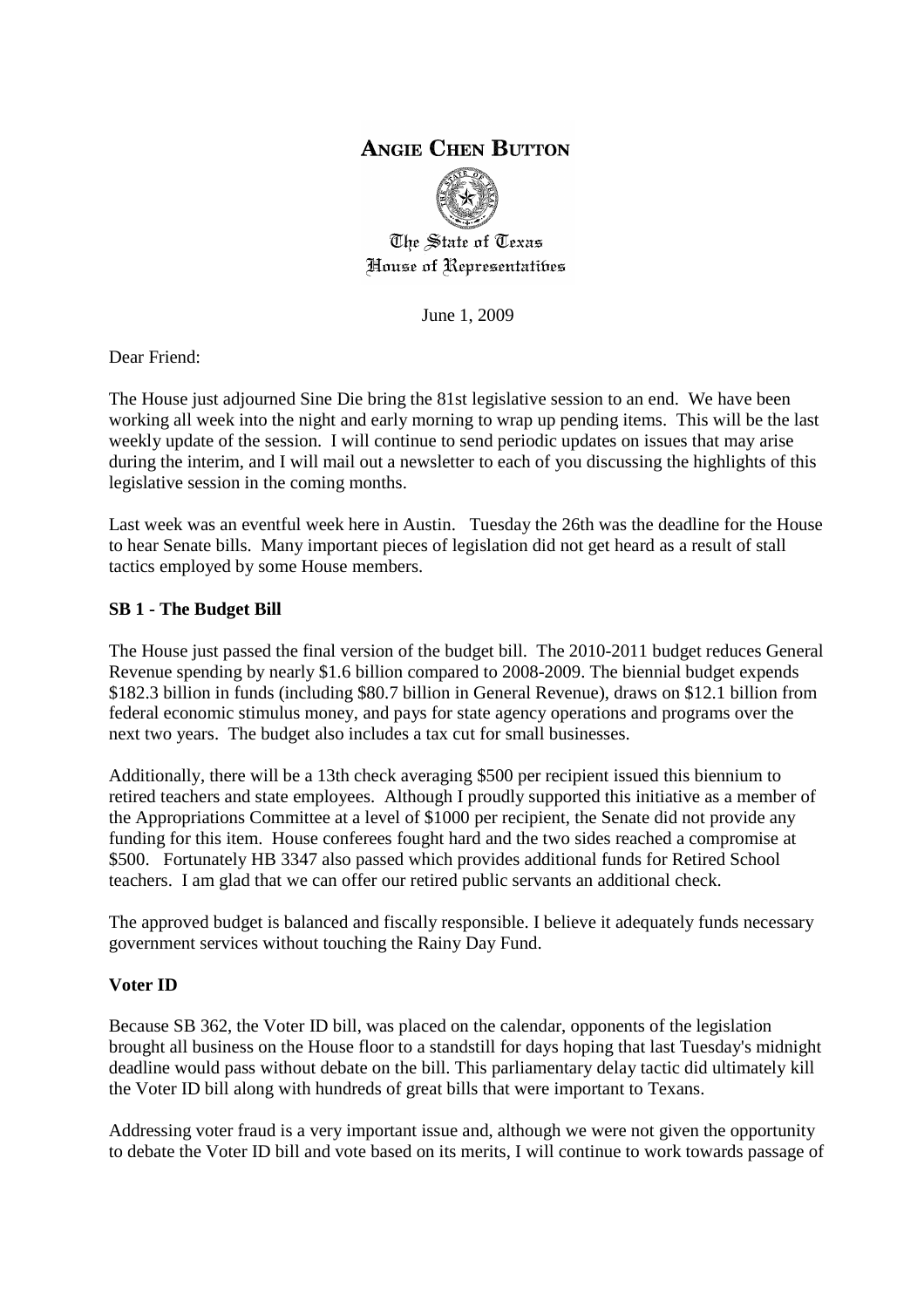# ANGIE CHEN BUTTON

The State of Texas
House of Representatives

June 1, 2009

Dear Friend:

The House just adjourned Sine Die bring the 81st legislative session to an end. We have been working all week into the night and early morning to wrap up pending items. This will be the last weekly update of the session. I will continue to send periodic updates on issues that may arise during the interim, and I will mail out a newsletter to each of you discussing the highlights of this legislative session in the coming months.

Last week was an eventful week here in Austin. Tuesday the 26th was the deadline for the House to hear Senate bills. Many important pieces of legislation did not get heard as a result of stall tactics employed by some House members.

**SB 1 - The Budget Bill**

The House just passed the final version of the budget bill. The 2010-2011 budget reduces General Revenue spending by nearly $1.6 billion compared to 2008-2009. The biennial budget expends $182.3 billion in funds (including $80.7 billion in General Revenue), draws on $12.1 billion from federal economic stimulus money, and pays for state agency operations and programs over the next two years. The budget also includes a tax cut for small businesses.

Additionally, there will be a 13th check averaging $500 per recipient issued this biennium to retired teachers and state employees. Although I proudly supported this initiative as a member of the Appropriations Committee at a level of $1000 per recipient, the Senate did not provide any funding for this item. House conferees fought hard and the two sides reached a compromise at $500. Fortunately HB 3347 also passed which provides additional funds for Retired School teachers. I am glad that we can offer our retired public servants an additional check.

The approved budget is balanced and fiscally responsible. I believe it adequately funds necessary government services without touching the Rainy Day Fund.

**Voter ID**

Because SB 362, the Voter ID bill, was placed on the calendar, opponents of the legislation brought all business on the House floor to a standstill for days hoping that last Tuesday's midnight deadline would pass without debate on the bill. This parliamentary delay tactic did ultimately kill the Voter ID bill along with hundreds of great bills that were important to Texans.

Addressing voter fraud is a very important issue and, although we were not given the opportunity to debate the Voter ID bill and vote based on its merits, I will continue to work towards passage of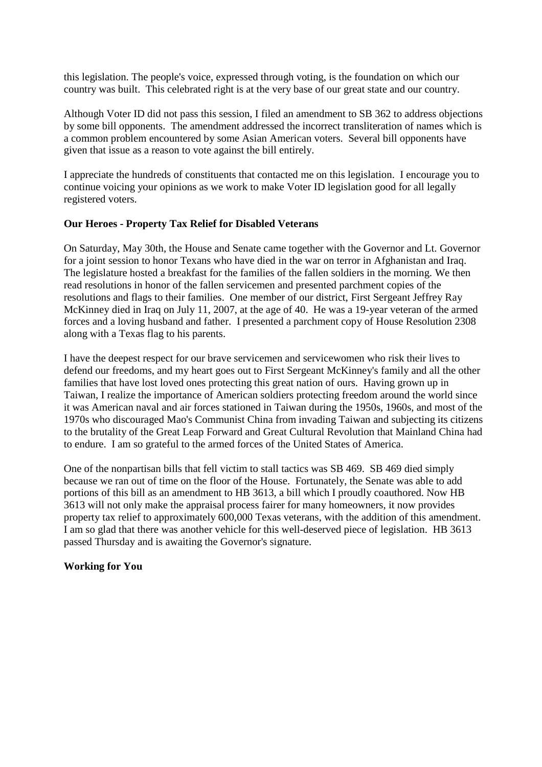this legislation. The people's voice, expressed through voting, is the foundation on which our country was built. This celebrated right is at the very base of our great state and our country.

Although Voter ID did not pass this session, I filed an amendment to SB 362 to address objections by some bill opponents. The amendment addressed the incorrect transliteration of names which is a common problem encountered by some Asian American voters. Several bill opponents have given that issue as a reason to vote against the bill entirely.

I appreciate the hundreds of constituents that contacted me on this legislation. I encourage you to continue voicing your opinions as we work to make Voter ID legislation good for all legally registered voters.

**Our Heroes - Property Tax Relief for Disabled Veterans**

On Saturday, May 30th, the House and Senate came together with the Governor and Lt. Governor for a joint session to honor Texans who have died in the war on terror in Afghanistan and Iraq. The legislature hosted a breakfast for the families of the fallen soldiers in the morning. We then read resolutions in honor of the fallen servicemen and presented parchment copies of the resolutions and flags to their families. One member of our district, First Sergeant Jeffrey Ray McKinney died in Iraq on July 11, 2007, at the age of 40. He was a 19-year veteran of the armed forces and a loving husband and father. I presented a parchment copy of House Resolution 2308 along with a Texas flag to his parents.

I have the deepest respect for our brave servicemen and servicewomen who risk their lives to defend our freedoms, and my heart goes out to First Sergeant McKinney's family and all the other families that have lost loved ones protecting this great nation of ours. Having grown up in Taiwan, I realize the importance of American soldiers protecting freedom around the world since it was American naval and air forces stationed in Taiwan during the 1950s, 1960s, and most of the 1970s who discouraged Mao's Communist China from invading Taiwan and subjecting its citizens to the brutality of the Great Leap Forward and Great Cultural Revolution that Mainland China had to endure. I am so grateful to the armed forces of the United States of America.

One of the nonpartisan bills that fell victim to stall tactics was SB 469. SB 469 died simply because we ran out of time on the floor of the House. Fortunately, the Senate was able to add portions of this bill as an amendment to HB 3613, a bill which I proudly coauthored. Now HB 3613 will not only make the appraisal process fairer for many homeowners, it now provides property tax relief to approximately 600,000 Texas veterans, with the addition of this amendment. I am so glad that there was another vehicle for this well-deserved piece of legislation. HB 3613 passed Thursday and is awaiting the Governor's signature.

**Working for You**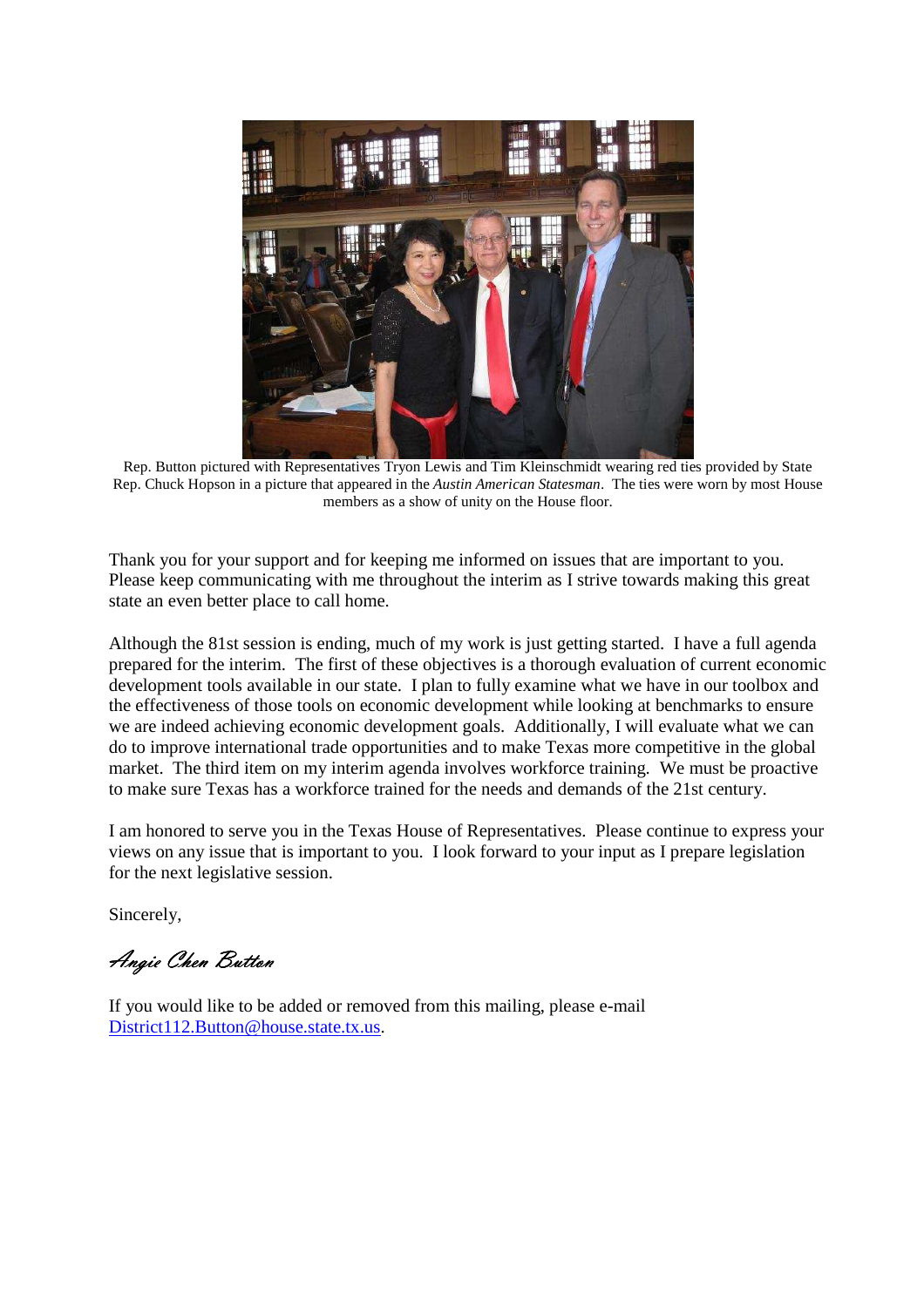Rep. Button pictured with Representatives Tryon Lewis and Tim Kleinschmidt wearing red ties provided by State Rep. Chuck Hopson in a picture that appeared in the *Austin American Statesman*. The ties were worn by most House members as a show of unity on the House floor.

Thank you for your support and for keeping me informed on issues that are important to you. Please keep communicating with me throughout the interim as I strive towards making this great state an even better place to call home.

Although the 81st session is ending, much of my work is just getting started. I have a full agenda prepared for the interim. The first of these objectives is a thorough evaluation of current economic development tools available in our state. I plan to fully examine what we have in our toolbox and the effectiveness of those tools on economic development while looking at benchmarks to ensure we are indeed achieving economic development goals. Additionally, I will evaluate what we can do to improve international trade opportunities and to make Texas more competitive in the global market. The third item on my interim agenda involves workforce training. We must be proactive to make sure Texas has a workforce trained for the needs and demands of the 21st century.

I am honored to serve you in the Texas House of Representatives. Please continue to express your views on any issue that is important to you. I look forward to your input as I prepare legislation for the next legislative session.

Sincerely,

*Angie Chen Button*

If you would like to be added or removed from this mailing, please e-mail [District112.Button@house.state.tx.us](mailto:District112.Button@house.state.tx.us).